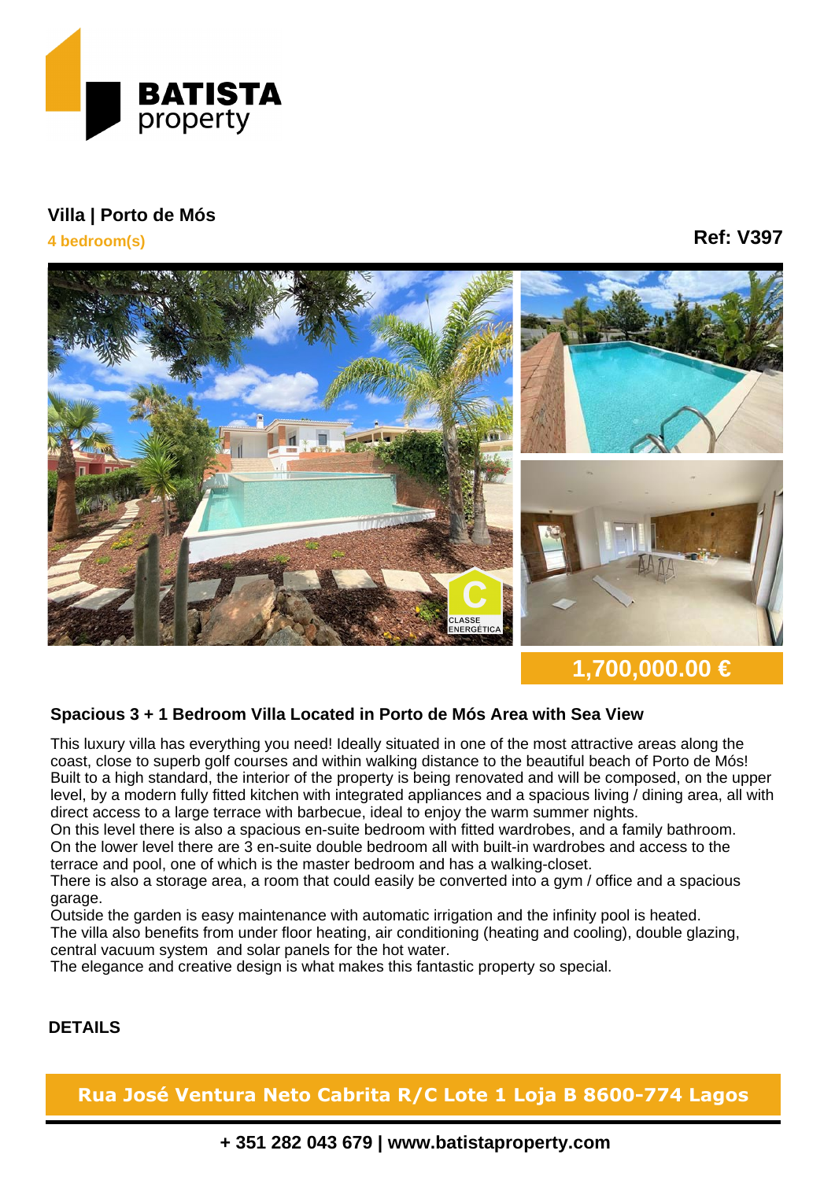BATISTA property

## Villa | Porto de Mós

**4 bedroom(s)**

**Ref: V397**

CLASSE ENERGÉTICA C

**1,700,000.00 €**

### Spacious 3 + 1 Bedroom Villa Located in Porto de Mós Area with Sea View

This luxury villa has everything you need! Ideally situated in one of the most attractive areas along the coast, close to superb golf courses and within walking distance to the beautiful beach of Porto de Mós!
Built to a high standard, the interior of the property is being renovated and will be composed, on the upper level, by a modern fully fitted kitchen with integrated appliances and a spacious living / dining area, all with direct access to a large terrace with barbecue, ideal to enjoy the warm summer nights.
On this level there is also a spacious en-suite bedroom with fitted wardrobes, and a family bathroom.
On the lower level there are 3 en-suite double bedroom all with built-in wardrobes and access to the terrace and pool, one of which is the master bedroom and has a walking-closet.
There is also a storage area, a room that could easily be converted into a gym / office and a spacious garage.
Outside the garden is easy maintenance with automatic irrigation and the infinity pool is heated.
The villa also benefits from under floor heating, air conditioning (heating and cooling), double glazing, central vacuum system and solar panels for the hot water.
The elegance and creative design is what makes this fantastic property so special.

**DETAILS**

**Rua José Ventura Neto Cabrita R/C Lote 1 Loja B 8600-774 Lagos**

**+ 351 282 043 679 | www.batistaproperty.com**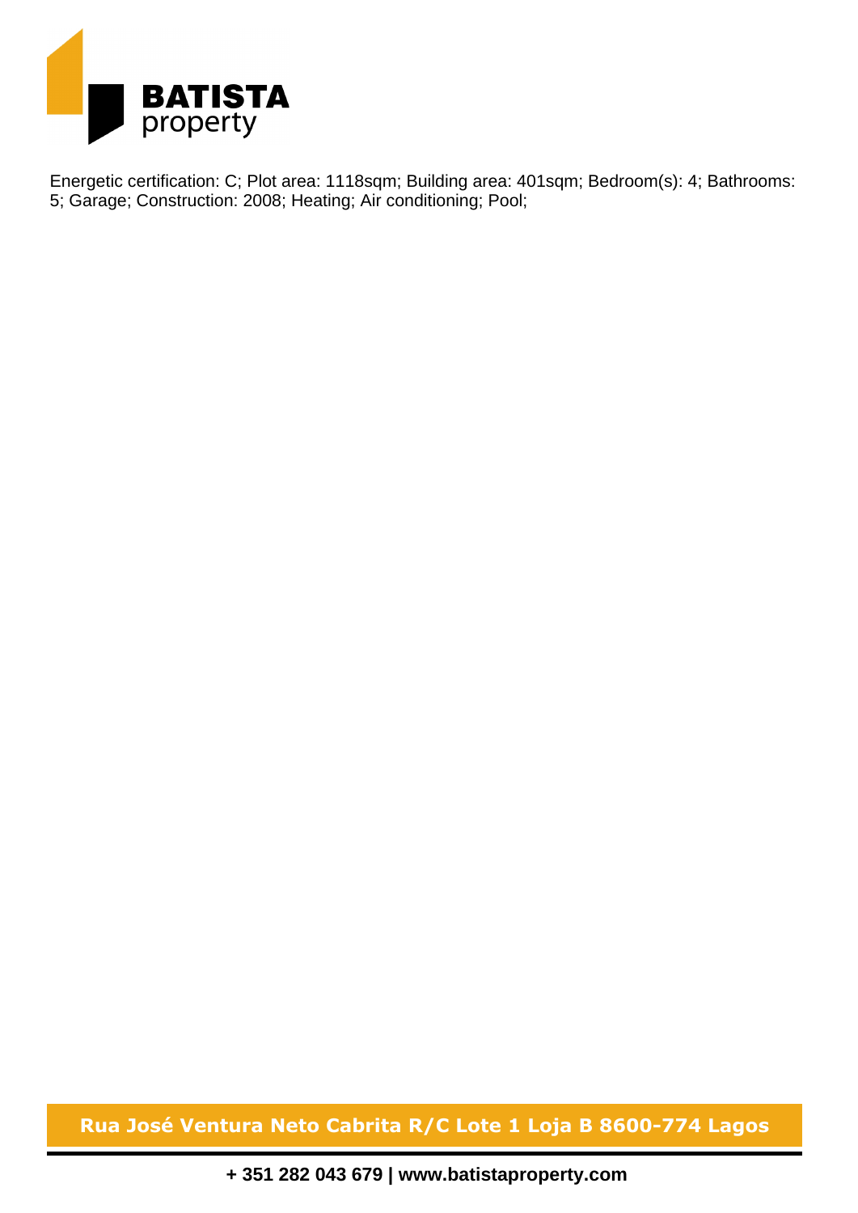Energetic certification: C; Plot area: 1118sqm; Building area: 401sqm; Bedroom(s): 4; Bathrooms: 5; Garage; Construction: 2008; Heating; Air conditioning; Pool;